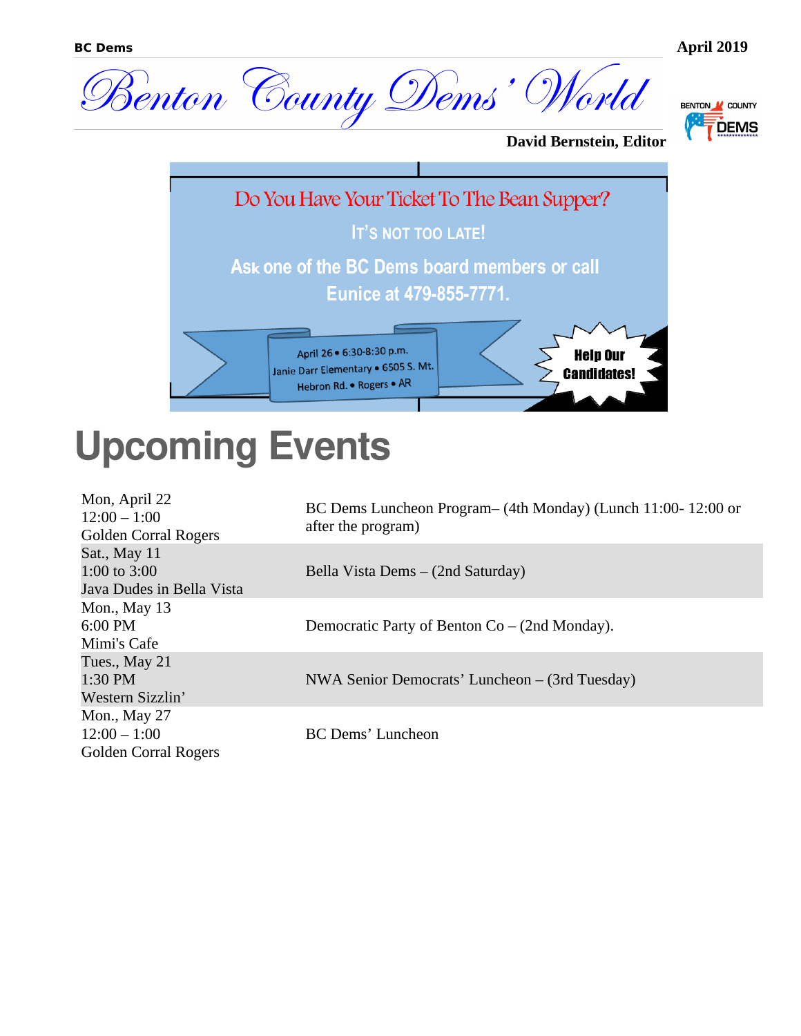# Benton County Dems' World

**David Bernstein, Editor**

**April 2019**

Do You Have Your Ticket To The Bean Supper?

IT'S NOT TOO LATE!

Ask one of the BC Dems board members or call Eunice at 479-855-7771.

April 26 • 6:30-8:30 p.m.
Janie Darr Elementary • 6505 S. Mt. Hebron Rd. • Rogers • AR

Help Our Candidates!

# Upcoming Events

| Date / Time / Location | Event |
|---|---|
| Mon, April 22<br>12:00 – 1:00<br>Golden Corral Rogers | BC Dems Luncheon Program– (4th Monday) (Lunch 11:00- 12:00 or after the program) |
| Sat., May 11<br>1:00 to 3:00<br>Java Dudes in Bella Vista | Bella Vista Dems – (2nd Saturday) |
| Mon., May 13<br>6:00 PM<br>Mimi's Cafe | Democratic Party of Benton Co – (2nd Monday). |
| Tues., May 21<br>1:30 PM<br>Western Sizzlin' | NWA Senior Democrats' Luncheon – (3rd Tuesday) |
| Mon., May 27<br>12:00 – 1:00<br>Golden Corral Rogers | BC Dems' Luncheon |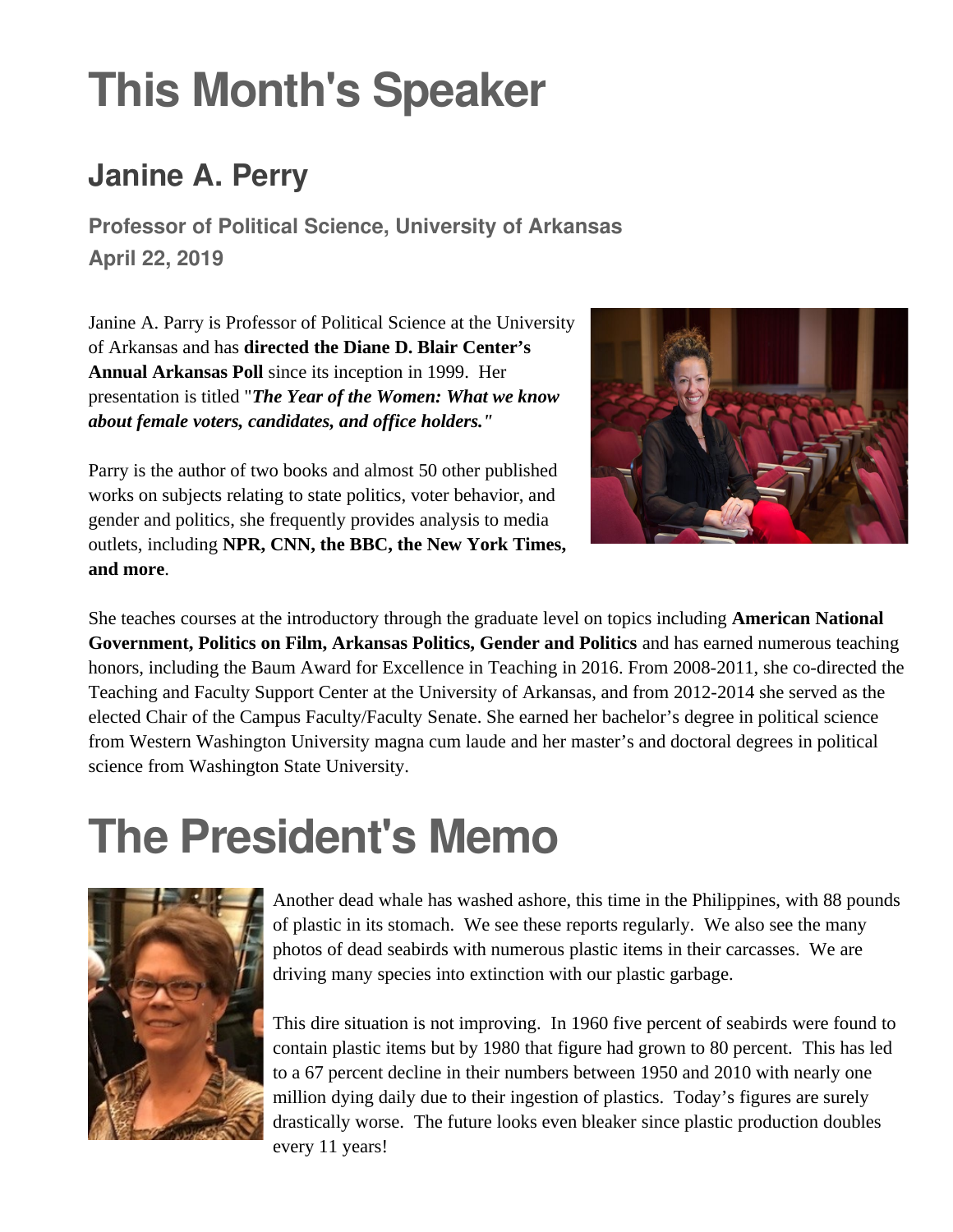# This Month's Speaker

## Janine A. Perry

### Professor of Political Science, University of Arkansas
### April 22, 2019

Janine A. Parry is Professor of Political Science at the University of Arkansas and has **directed the Diane D. Blair Center's Annual Arkansas Poll** since its inception in 1999. Her presentation is titled "***The Year of the Women: What we know about female voters, candidates, and office holders."***

Parry is the author of two books and almost 50 other published works on subjects relating to state politics, voter behavior, and gender and politics, she frequently provides analysis to media outlets, including **NPR, CNN, the BBC, the New York Times, and more**.

She teaches courses at the introductory through the graduate level on topics including **American National Government, Politics on Film, Arkansas Politics, Gender and Politics** and has earned numerous teaching honors, including the Baum Award for Excellence in Teaching in 2016. From 2008-2011, she co-directed the Teaching and Faculty Support Center at the University of Arkansas, and from 2012-2014 she served as the elected Chair of the Campus Faculty/Faculty Senate. She earned her bachelor's degree in political science from Western Washington University magna cum laude and her master's and doctoral degrees in political science from Washington State University.

# The President's Memo

Another dead whale has washed ashore, this time in the Philippines, with 88 pounds of plastic in its stomach. We see these reports regularly. We also see the many photos of dead seabirds with numerous plastic items in their carcasses. We are driving many species into extinction with our plastic garbage.

This dire situation is not improving. In 1960 five percent of seabirds were found to contain plastic items but by 1980 that figure had grown to 80 percent. This has led to a 67 percent decline in their numbers between 1950 and 2010 with nearly one million dying daily due to their ingestion of plastics. Today's figures are surely drastically worse. The future looks even bleaker since plastic production doubles every 11 years!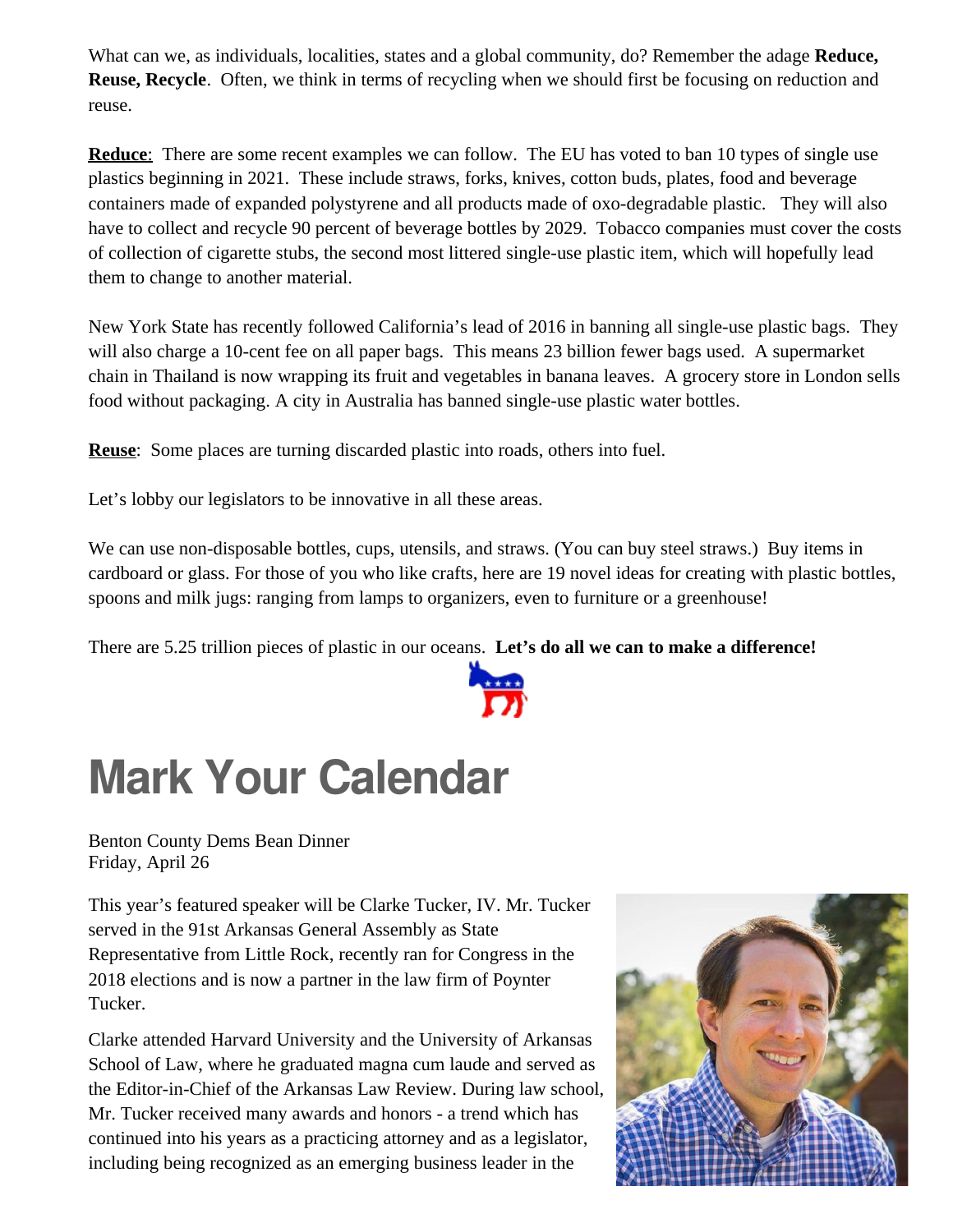What can we, as individuals, localities, states and a global community, do? Remember the adage **Reduce, Reuse, Recycle**. Often, we think in terms of recycling when we should first be focusing on reduction and reuse.

**Reduce**: There are some recent examples we can follow. The EU has voted to ban 10 types of single use plastics beginning in 2021. These include straws, forks, knives, cotton buds, plates, food and beverage containers made of expanded polystyrene and all products made of oxo-degradable plastic. They will also have to collect and recycle 90 percent of beverage bottles by 2029. Tobacco companies must cover the costs of collection of cigarette stubs, the second most littered single-use plastic item, which will hopefully lead them to change to another material.

New York State has recently followed California's lead of 2016 in banning all single-use plastic bags. They will also charge a 10-cent fee on all paper bags. This means 23 billion fewer bags used. A supermarket chain in Thailand is now wrapping its fruit and vegetables in banana leaves. A grocery store in London sells food without packaging. A city in Australia has banned single-use plastic water bottles.

**Reuse**: Some places are turning discarded plastic into roads, others into fuel.

Let's lobby our legislators to be innovative in all these areas.

We can use non-disposable bottles, cups, utensils, and straws. (You can buy steel straws.) Buy items in cardboard or glass. For those of you who like crafts, here are 19 novel ideas for creating with plastic bottles, spoons and milk jugs: ranging from lamps to organizers, even to furniture or a greenhouse!

There are 5.25 trillion pieces of plastic in our oceans. **Let's do all we can to make a difference!**

# Mark Your Calendar

Benton County Dems Bean Dinner
Friday, April 26

This year's featured speaker will be Clarke Tucker, IV. Mr. Tucker served in the 91st Arkansas General Assembly as State Representative from Little Rock, recently ran for Congress in the 2018 elections and is now a partner in the law firm of Poynter Tucker.

Clarke attended Harvard University and the University of Arkansas School of Law, where he graduated magna cum laude and served as the Editor-in-Chief of the Arkansas Law Review. During law school, Mr. Tucker received many awards and honors - a trend which has continued into his years as a practicing attorney and as a legislator, including being recognized as an emerging business leader in the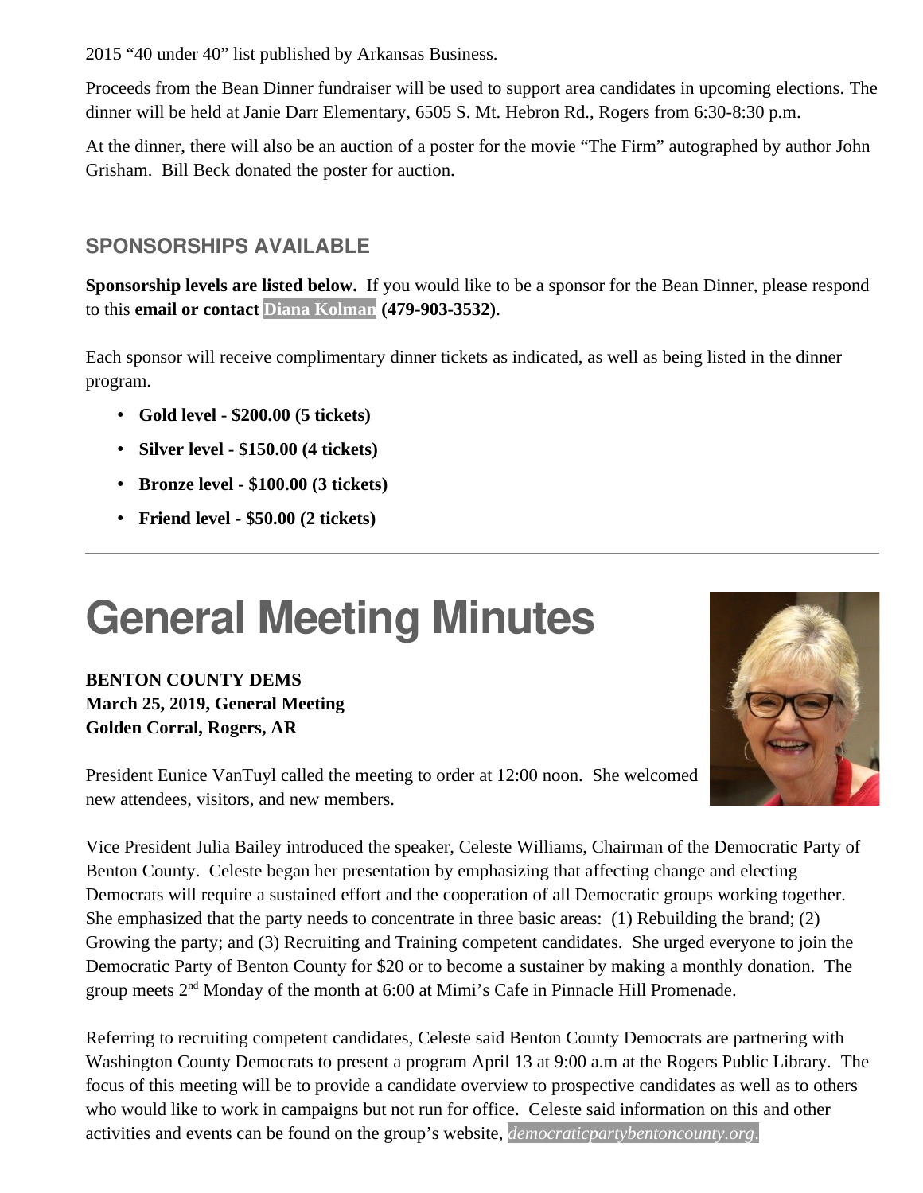2015 "40 under 40" list published by Arkansas Business.

Proceeds from the Bean Dinner fundraiser will be used to support area candidates in upcoming elections. The dinner will be held at Janie Darr Elementary, 6505 S. Mt. Hebron Rd., Rogers from 6:30-8:30 p.m.

At the dinner, there will also be an auction of a poster for the movie "The Firm" autographed by author John Grisham. Bill Beck donated the poster for auction.

### SPONSORSHIPS AVAILABLE

**Sponsorship levels are listed below.** If you would like to be a sponsor for the Bean Dinner, please respond to this **email or contact Diana Kolman (479-903-3532)**.

Each sponsor will receive complimentary dinner tickets as indicated, as well as being listed in the dinner program.

- **Gold level - $200.00 (5 tickets)**
- **Silver level - $150.00 (4 tickets)**
- **Bronze level - $100.00 (3 tickets)**
- **Friend level - $50.00 (2 tickets)**

---

# General Meeting Minutes

**BENTON COUNTY DEMS**
**March 25, 2019, General Meeting**
**Golden Corral, Rogers, AR**

President Eunice VanTuyl called the meeting to order at 12:00 noon. She welcomed new attendees, visitors, and new members.

Vice President Julia Bailey introduced the speaker, Celeste Williams, Chairman of the Democratic Party of Benton County. Celeste began her presentation by emphasizing that affecting change and electing Democrats will require a sustained effort and the cooperation of all Democratic groups working together. She emphasized that the party needs to concentrate in three basic areas: (1) Rebuilding the brand; (2) Growing the party; and (3) Recruiting and Training competent candidates. She urged everyone to join the Democratic Party of Benton County for $20 or to become a sustainer by making a monthly donation. The group meets 2nd Monday of the month at 6:00 at Mimi's Cafe in Pinnacle Hill Promenade.

Referring to recruiting competent candidates, Celeste said Benton County Democrats are partnering with Washington County Democrats to present a program April 13 at 9:00 a.m at the Rogers Public Library. The focus of this meeting will be to provide a candidate overview to prospective candidates as well as to others who would like to work in campaigns but not run for office. Celeste said information on this and other activities and events can be found on the group's website, *democraticpartybentoncounty.org.*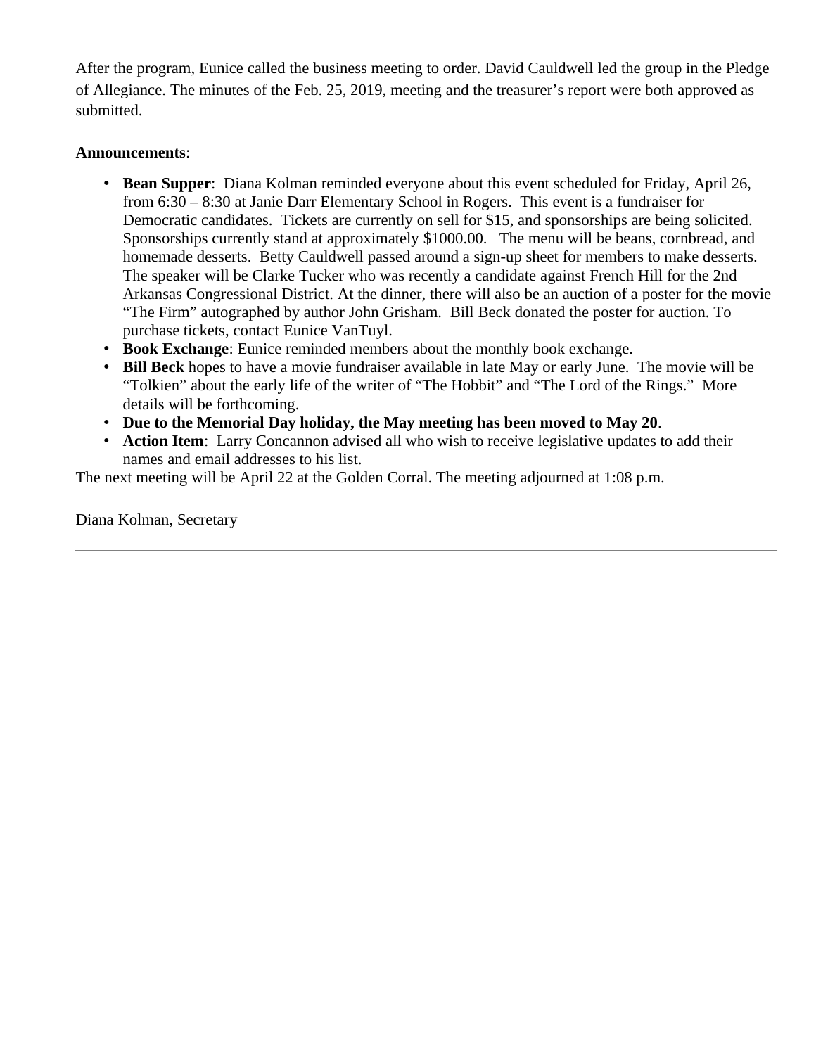After the program, Eunice called the business meeting to order. David Cauldwell led the group in the Pledge of Allegiance. The minutes of the Feb. 25, 2019, meeting and the treasurer's report were both approved as submitted.

**Announcements**:

- **Bean Supper**: Diana Kolman reminded everyone about this event scheduled for Friday, April 26, from 6:30 – 8:30 at Janie Darr Elementary School in Rogers. This event is a fundraiser for Democratic candidates. Tickets are currently on sell for $15, and sponsorships are being solicited. Sponsorships currently stand at approximately $1000.00. The menu will be beans, cornbread, and homemade desserts. Betty Cauldwell passed around a sign-up sheet for members to make desserts. The speaker will be Clarke Tucker who was recently a candidate against French Hill for the 2nd Arkansas Congressional District. At the dinner, there will also be an auction of a poster for the movie "The Firm" autographed by author John Grisham. Bill Beck donated the poster for auction. To purchase tickets, contact Eunice VanTuyl.
- **Book Exchange**: Eunice reminded members about the monthly book exchange.
- **Bill Beck** hopes to have a movie fundraiser available in late May or early June. The movie will be "Tolkien" about the early life of the writer of "The Hobbit" and "The Lord of the Rings." More details will be forthcoming.
- **Due to the Memorial Day holiday, the May meeting has been moved to May 20**.
- **Action Item**: Larry Concannon advised all who wish to receive legislative updates to add their names and email addresses to his list.

The next meeting will be April 22 at the Golden Corral. The meeting adjourned at 1:08 p.m.

Diana Kolman, Secretary

---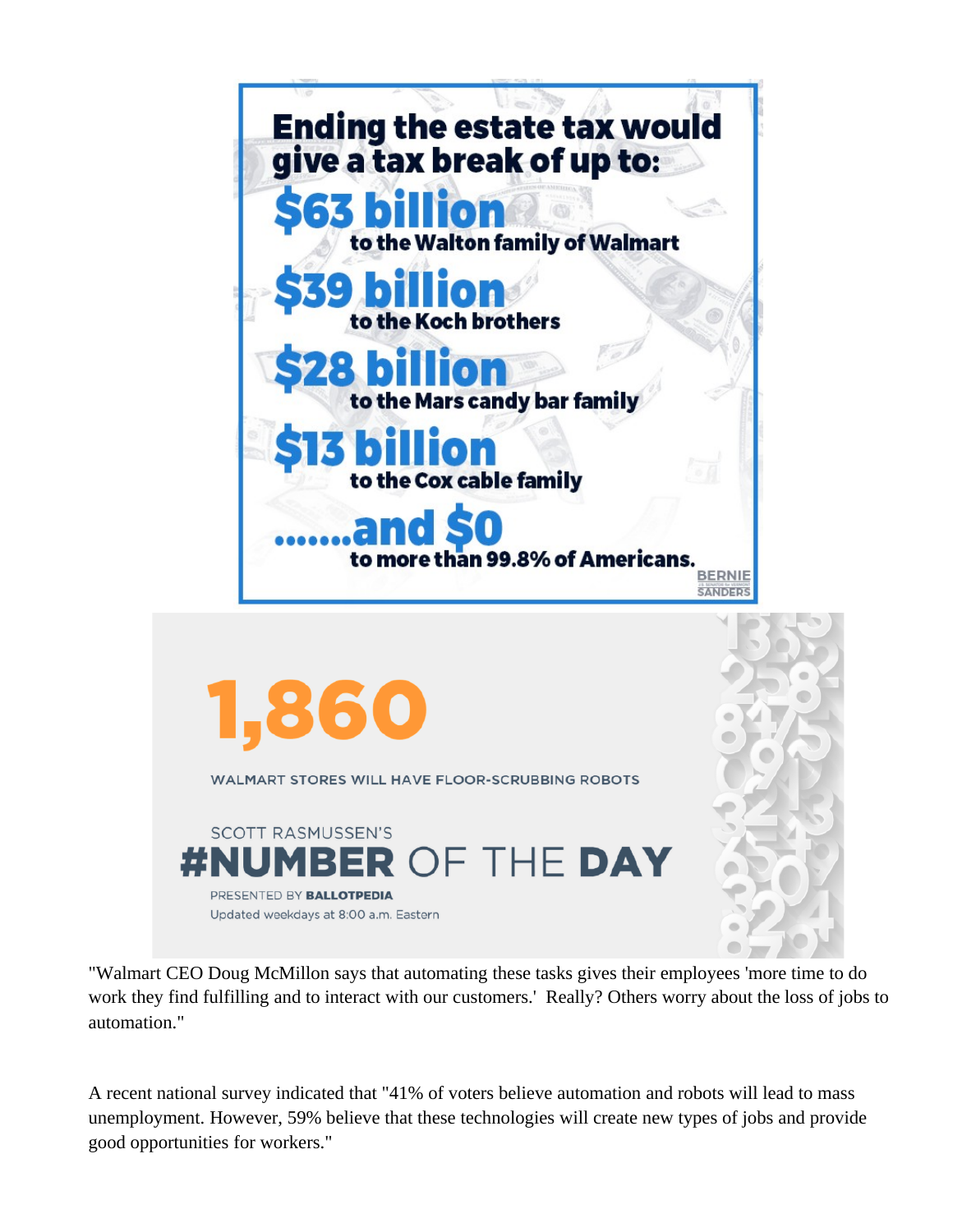**Ending the estate tax would give a tax break of up to:**

**$63 billion** to the Walton family of Walmart

**$39 billion** to the Koch brothers

**$28 billion** to the Mars candy bar family

**$13 billion** to the Cox cable family

**.......and $0** to more than 99.8% of Americans.

BERNIE SANDERS

**1,860**

WALMART STORES WILL HAVE FLOOR-SCRUBBING ROBOTS

SCOTT RASMUSSEN'S
**#NUMBER** OF THE **DAY**

PRESENTED BY **BALLOTPEDIA**
Updated weekdays at 8:00 a.m. Eastern

"Walmart CEO Doug McMillon says that automating these tasks gives their employees 'more time to do work they find fulfilling and to interact with our customers.' Really? Others worry about the loss of jobs to automation."

A recent national survey indicated that "41% of voters believe automation and robots will lead to mass unemployment. However, 59% believe that these technologies will create new types of jobs and provide good opportunities for workers."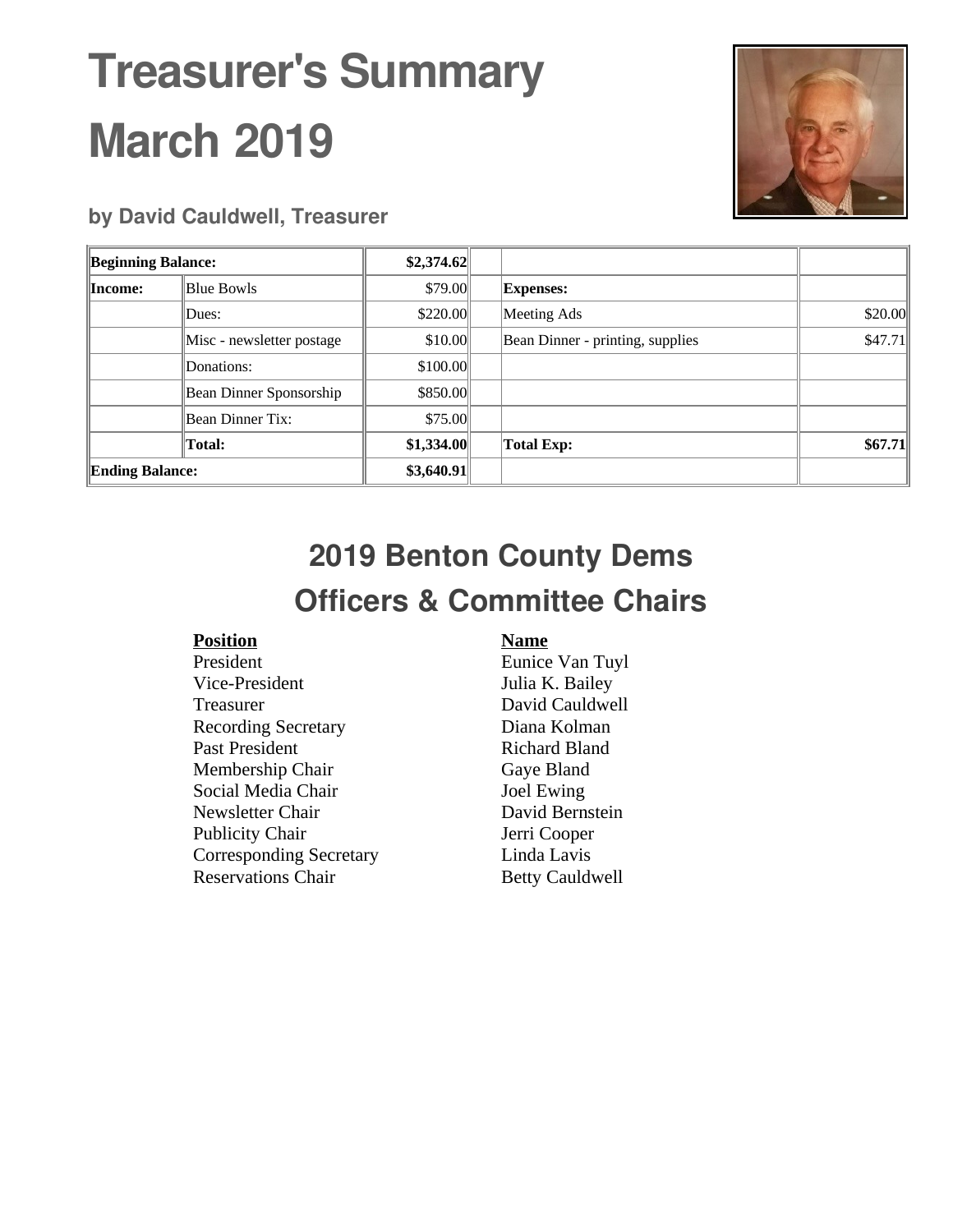# Treasurer's Summary
# March 2019

### by David Cauldwell, Treasurer

| | | | | | |
|---|---|---|---|---|---|
| **Beginning Balance:** | | **$2,374.62** | | | |
| **Income:** | Blue Bowls | $79.00 | | **Expenses:** | |
| | Dues: | $220.00 | | Meeting Ads | $20.00 |
| | Misc - newsletter postage | $10.00 | | Bean Dinner - printing, supplies | $47.71 |
| | Donations: | $100.00 | | | |
| | Bean Dinner Sponsorship | $850.00 | | | |
| | Bean Dinner Tix: | $75.00 | | | |
| | **Total:** | **$1,334.00** | | **Total Exp:** | **$67.71** |
| **Ending Balance:** | | **$3,640.91** | | | |

## 2019 Benton County Dems
## Officers & Committee Chairs

| **Position** | **Name** |
|---|---|
| President | Eunice Van Tuyl |
| Vice-President | Julia K. Bailey |
| Treasurer | David Cauldwell |
| Recording Secretary | Diana Kolman |
| Past President | Richard Bland |
| Membership Chair | Gaye Bland |
| Social Media Chair | Joel Ewing |
| Newsletter Chair | David Bernstein |
| Publicity Chair | Jerri Cooper |
| Corresponding Secretary | Linda Lavis |
| Reservations Chair | Betty Cauldwell |